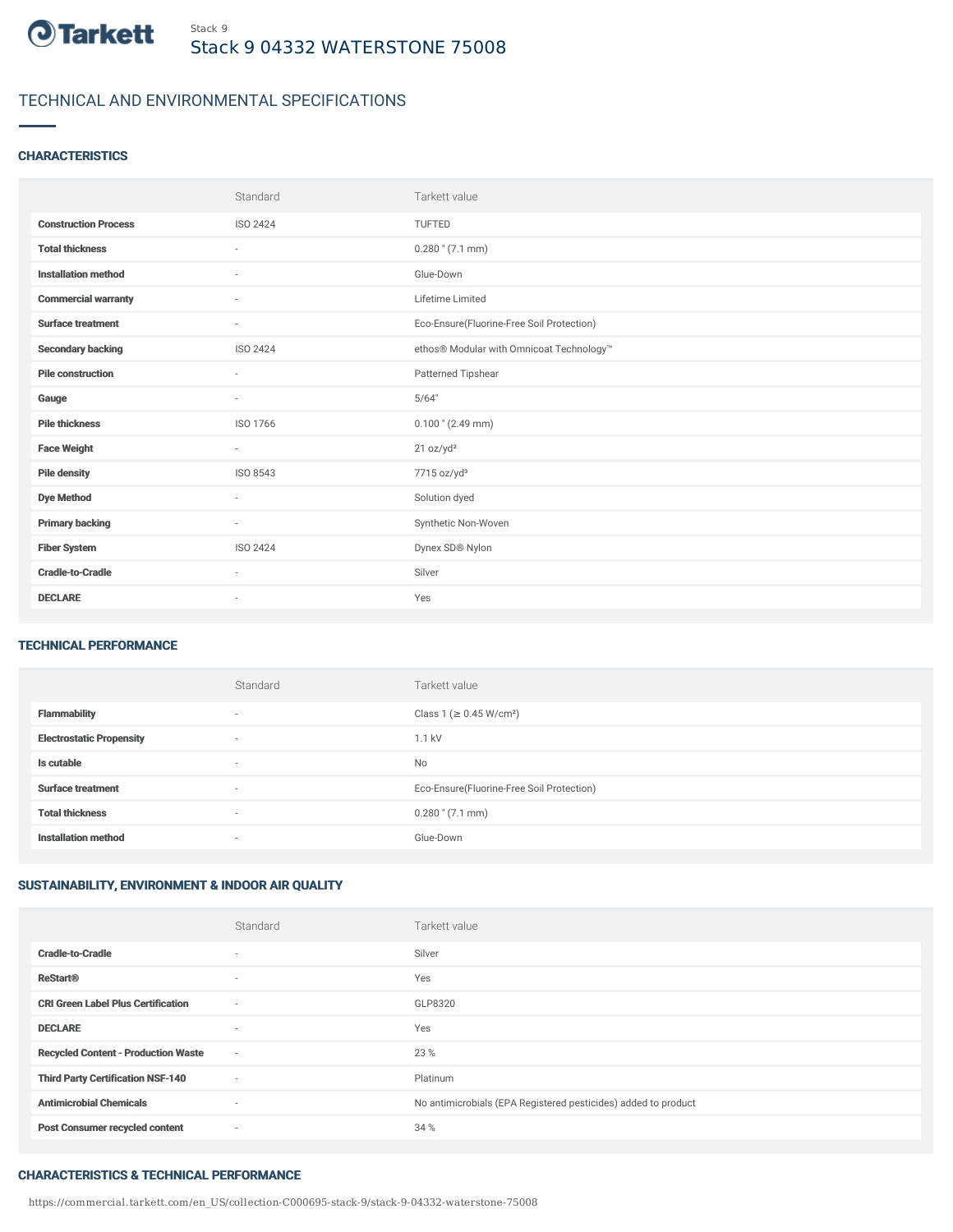Stack 9

# Stack 9 04332 WATERSTONE 75008

## TECHNICAL AND ENVIRONMENTAL SPECIFICATIONS

### CHARACTERISTICS

| | Standard | Tarkett value |
|---|---|---|
| **Construction Process** | ISO 2424 | TUFTED |
| **Total thickness** | - | 0.280 " (7.1 mm) |
| **Installation method** | - | Glue-Down |
| **Commercial warranty** | - | Lifetime Limited |
| **Surface treatment** | - | Eco-Ensure(Fluorine-Free Soil Protection) |
| **Secondary backing** | ISO 2424 | ethos® Modular with Omnicoat Technology™ |
| **Pile construction** | - | Patterned Tipshear |
| **Gauge** | - | 5/64" |
| **Pile thickness** | ISO 1766 | 0.100 " (2.49 mm) |
| **Face Weight** | - | 21 oz/yd² |
| **Pile density** | ISO 8543 | 7715 oz/yd³ |
| **Dye Method** | - | Solution dyed |
| **Primary backing** | - | Synthetic Non-Woven |
| **Fiber System** | ISO 2424 | Dynex SD® Nylon |
| **Cradle-to-Cradle** | - | Silver |
| **DECLARE** | - | Yes |

### TECHNICAL PERFORMANCE

| | Standard | Tarkett value |
|---|---|---|
| **Flammability** | - | Class 1 (≥ 0.45 W/cm²) |
| **Electrostatic Propensity** | - | 1.1 kV |
| **Is cutable** | - | No |
| **Surface treatment** | - | Eco-Ensure(Fluorine-Free Soil Protection) |
| **Total thickness** | - | 0.280 " (7.1 mm) |
| **Installation method** | - | Glue-Down |

### SUSTAINABILITY, ENVIRONMENT & INDOOR AIR QUALITY

| | Standard | Tarkett value |
|---|---|---|
| **Cradle-to-Cradle** | - | Silver |
| **ReStart®** | - | Yes |
| **CRI Green Label Plus Certification** | - | GLP8320 |
| **DECLARE** | - | Yes |
| **Recycled Content - Production Waste** | - | 23 % |
| **Third Party Certification NSF-140** | - | Platinum |
| **Antimicrobial Chemicals** | - | No antimicrobials (EPA Registered pesticides) added to product |
| **Post Consumer recycled content** | - | 34 % |

### CHARACTERISTICS & TECHNICAL PERFORMANCE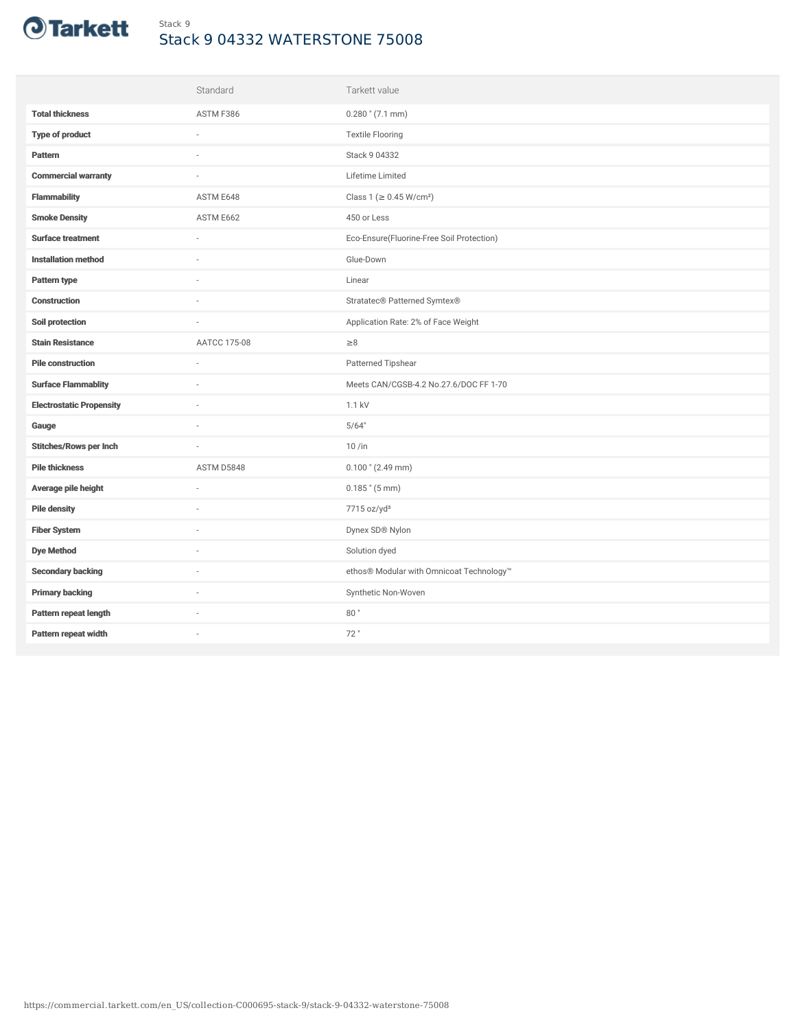Stack 9

# Stack 9 04332 WATERSTONE 75008

| | Standard | Tarkett value |
|---|---|---|
| **Total thickness** | ASTM F386 | 0.280 " (7.1 mm) |
| **Type of product** | - | Textile Flooring |
| **Pattern** | - | Stack 9 04332 |
| **Commercial warranty** | - | Lifetime Limited |
| **Flammability** | ASTM E648 | Class 1 (≥ 0.45 W/cm²) |
| **Smoke Density** | ASTM E662 | 450 or Less |
| **Surface treatment** | - | Eco-Ensure(Fluorine-Free Soil Protection) |
| **Installation method** | - | Glue-Down |
| **Pattern type** | - | Linear |
| **Construction** | - | Stratatec® Patterned Symtex® |
| **Soil protection** | - | Application Rate: 2% of Face Weight |
| **Stain Resistance** | AATCC 175-08 | ≥8 |
| **Pile construction** | - | Patterned Tipshear |
| **Surface Flammablity** | - | Meets CAN/CGSB-4.2 No.27.6/DOC FF 1-70 |
| **Electrostatic Propensity** | - | 1.1 kV |
| **Gauge** | - | 5/64" |
| **Stitches/Rows per Inch** | - | 10 /in |
| **Pile thickness** | ASTM D5848 | 0.100 " (2.49 mm) |
| **Average pile height** | - | 0.185 " (5 mm) |
| **Pile density** | - | 7715 oz/yd³ |
| **Fiber System** | - | Dynex SD® Nylon |
| **Dye Method** | - | Solution dyed |
| **Secondary backing** | - | ethos® Modular with Omnicoat Technology™ |
| **Primary backing** | - | Synthetic Non-Woven |
| **Pattern repeat length** | - | 80 " |
| **Pattern repeat width** | - | 72 " |

https://commercial.tarkett.com/en_US/collection-C000695-stack-9/stack-9-04332-waterstone-75008